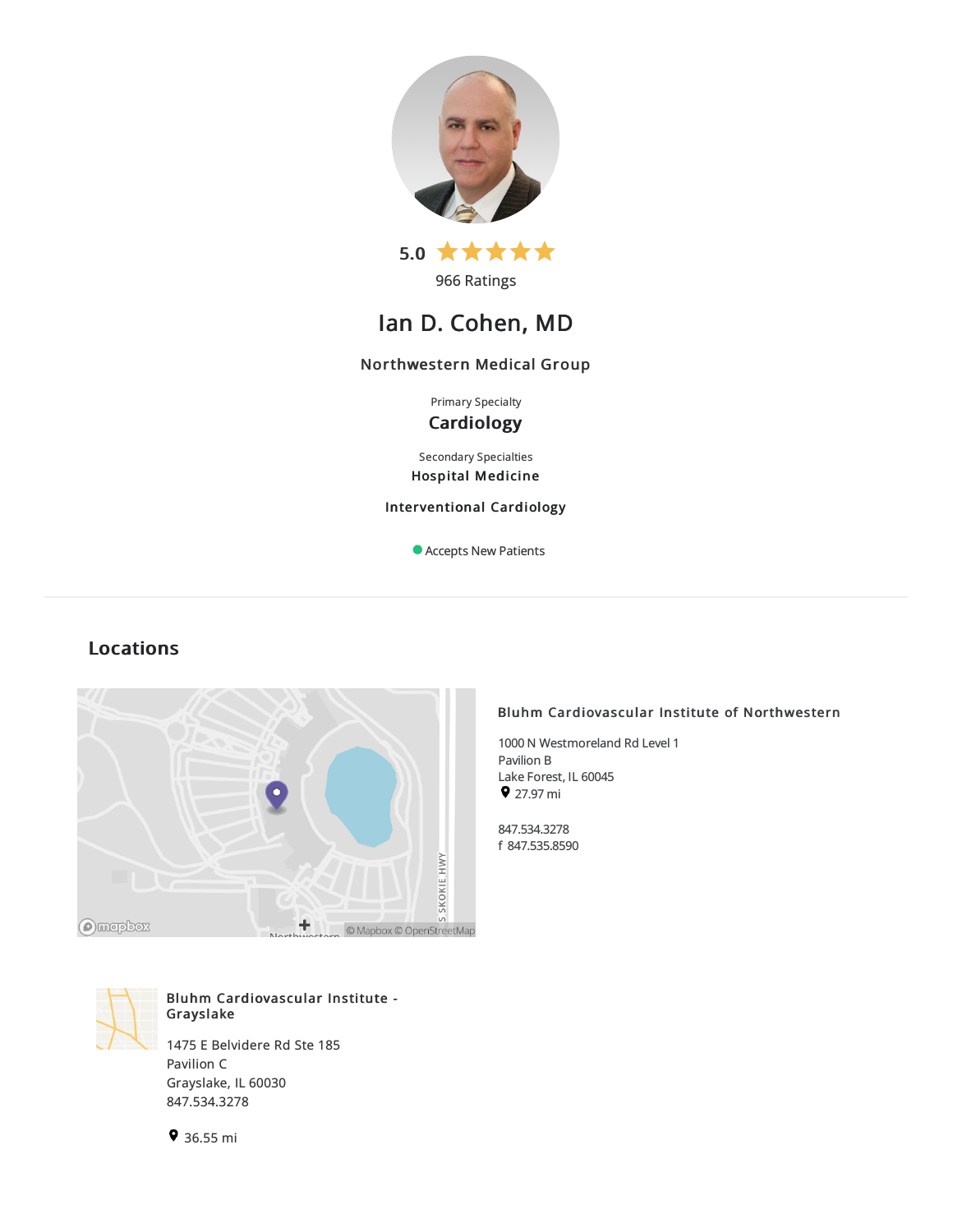5.0 ★★★★★

966 Ratings

# Ian D. Cohen, MD

### Northwestern Medical Group

Primary Specialty

**Cardiology**

Secondary Specialties

**Hospital Medicine**

**Interventional Cardiology**

Accepts New Patients

## Locations

### Bluhm Cardiovascular Institute of Northwestern

1000 N Westmoreland Rd Level 1
Pavilion B
Lake Forest, IL 60045
27.97 mi

847.534.3278
f 847.535.8590

### Bluhm Cardiovascular Institute - Grayslake

1475 E Belvidere Rd Ste 185
Pavilion C
Grayslake, IL 60030
847.534.3278

36.55 mi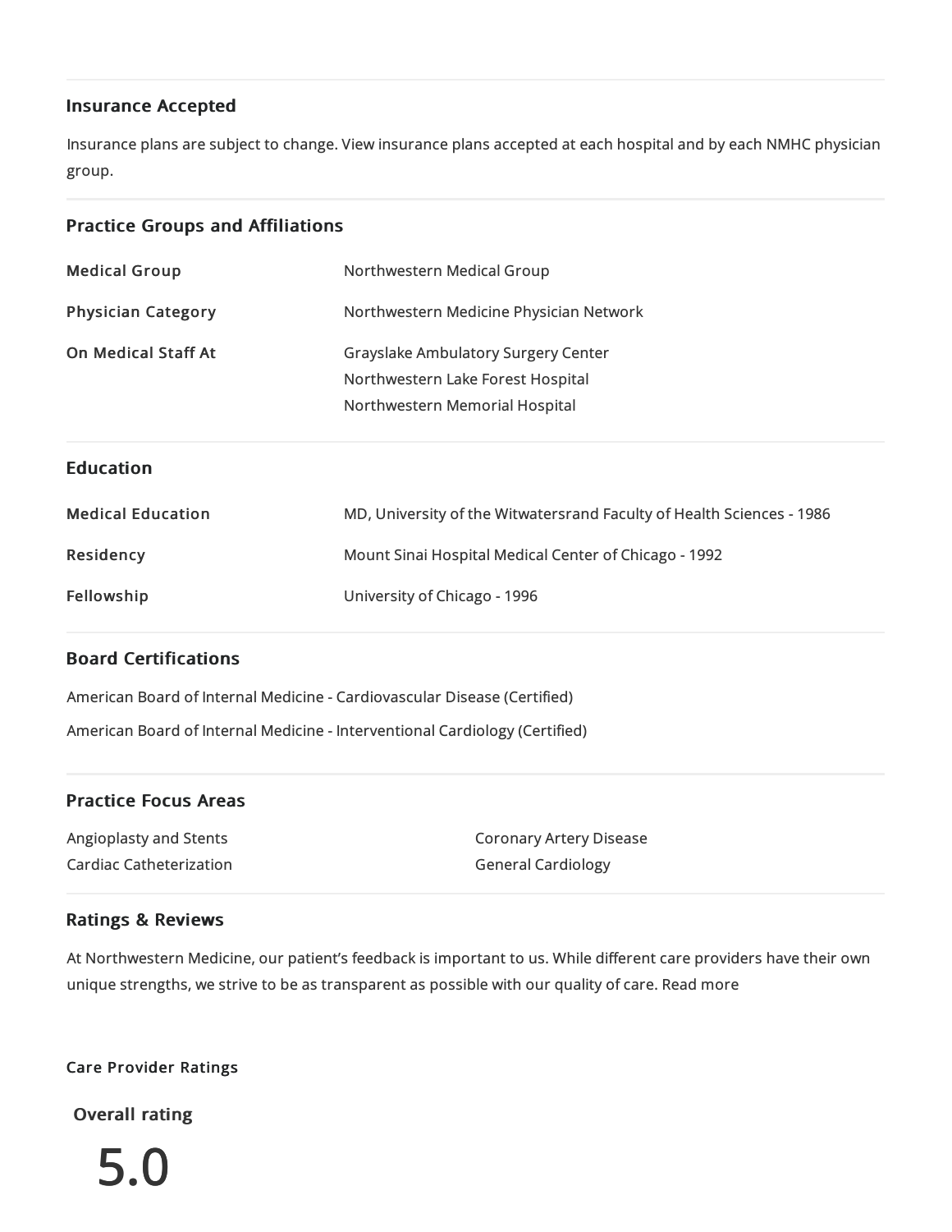## Insurance Accepted

Insurance plans are subject to change. View insurance plans accepted at each hospital and by each NMHC physician group.

## Practice Groups and Affiliations

| | |
|---|---|
| **Medical Group** | Northwestern Medical Group |
| **Physician Category** | Northwestern Medicine Physician Network |
| **On Medical Staff At** | Grayslake Ambulatory Surgery Center<br>Northwestern Lake Forest Hospital<br>Northwestern Memorial Hospital |

## Education

| | |
|---|---|
| **Medical Education** | MD, University of the Witwatersrand Faculty of Health Sciences - 1986 |
| **Residency** | Mount Sinai Hospital Medical Center of Chicago - 1992 |
| **Fellowship** | University of Chicago - 1996 |

## Board Certifications

American Board of Internal Medicine - Cardiovascular Disease (Certified)

American Board of Internal Medicine - Interventional Cardiology (Certified)

## Practice Focus Areas

- Angioplasty and Stents
- Cardiac Catheterization
- Coronary Artery Disease
- General Cardiology

## Ratings & Reviews

At Northwestern Medicine, our patient's feedback is important to us. While different care providers have their own unique strengths, we strive to be as transparent as possible with our quality of care. Read more

**Care Provider Ratings**

**Overall rating**

5.0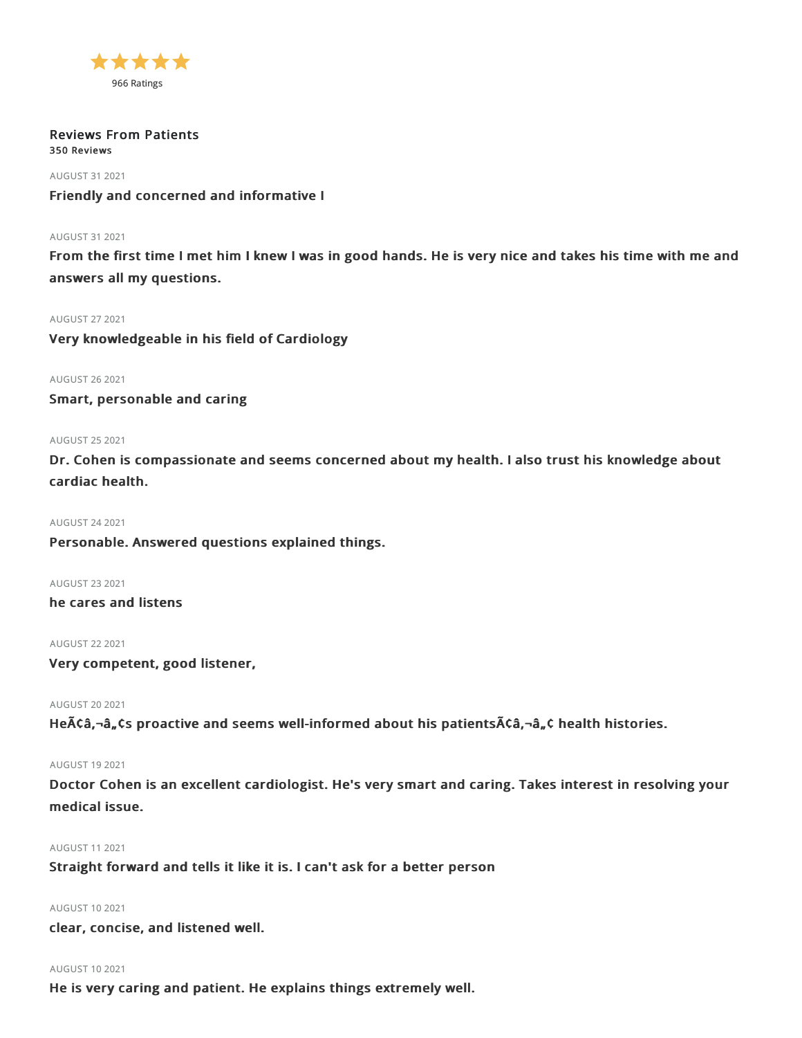★★★★★

966 Ratings

## Reviews From Patients

**350 Reviews**

AUGUST 31 2021

**Friendly and concerned and informative I**

AUGUST 31 2021

**From the first time I met him I knew I was in good hands. He is very nice and takes his time with me and answers all my questions.**

AUGUST 27 2021

**Very knowledgeable in his field of Cardiology**

AUGUST 26 2021

**Smart, personable and caring**

AUGUST 25 2021

**Dr. Cohen is compassionate and seems concerned about my health. I also trust his knowledge about cardiac health.**

AUGUST 24 2021

**Personable. Answered questions explained things.**

AUGUST 23 2021

**he cares and listens**

AUGUST 22 2021

**Very competent, good listener,**

AUGUST 20 2021

**HeÃ¢â‚¬â„¢s proactive and seems well-informed about his patientsÃ¢â‚¬â„¢ health histories.**

AUGUST 19 2021

**Doctor Cohen is an excellent cardiologist. He's very smart and caring. Takes interest in resolving your medical issue.**

AUGUST 11 2021

**Straight forward and tells it like it is. I can't ask for a better person**

AUGUST 10 2021

**clear, concise, and listened well.**

AUGUST 10 2021

**He is very caring and patient. He explains things extremely well.**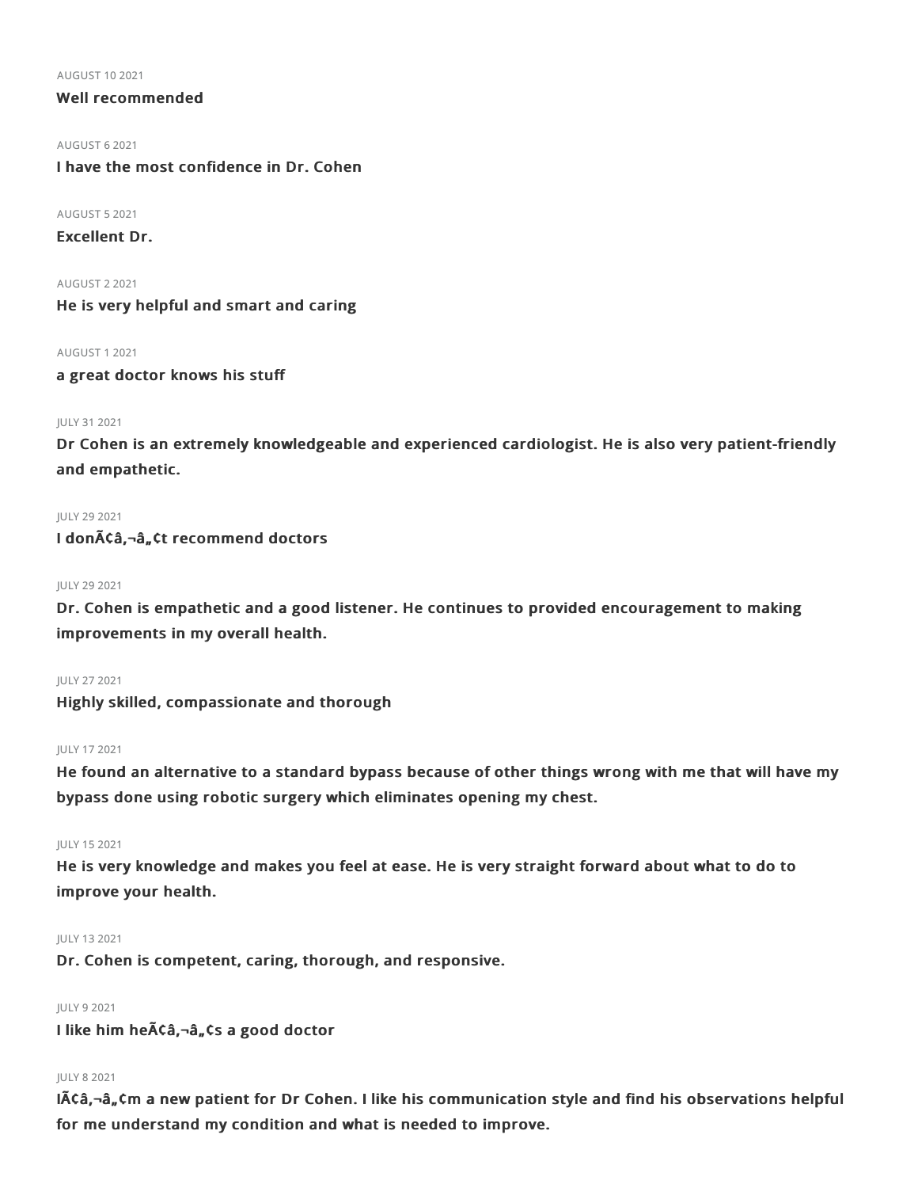AUGUST 10 2021

**Well recommended**

AUGUST 6 2021

**I have the most confidence in Dr. Cohen**

AUGUST 5 2021

**Excellent Dr.**

AUGUST 2 2021

**He is very helpful and smart and caring**

AUGUST 1 2021

**a great doctor knows his stuff**

JULY 31 2021

**Dr Cohen is an extremely knowledgeable and experienced cardiologist. He is also very patient-friendly and empathetic.**

JULY 29 2021

**I donÃ¢â‚¬â„¢t recommend doctors**

JULY 29 2021

**Dr. Cohen is empathetic and a good listener. He continues to provided encouragement to making improvements in my overall health.**

JULY 27 2021

**Highly skilled, compassionate and thorough**

JULY 17 2021

**He found an alternative to a standard bypass because of other things wrong with me that will have my bypass done using robotic surgery which eliminates opening my chest.**

JULY 15 2021

**He is very knowledge and makes you feel at ease. He is very straight forward about what to do to improve your health.**

JULY 13 2021

**Dr. Cohen is competent, caring, thorough, and responsive.**

JULY 9 2021

**I like him heÃ¢â‚¬â„¢s a good doctor**

JULY 8 2021

**IÃ¢â‚¬â„¢m a new patient for Dr Cohen. I like his communication style and find his observations helpful for me understand my condition and what is needed to improve.**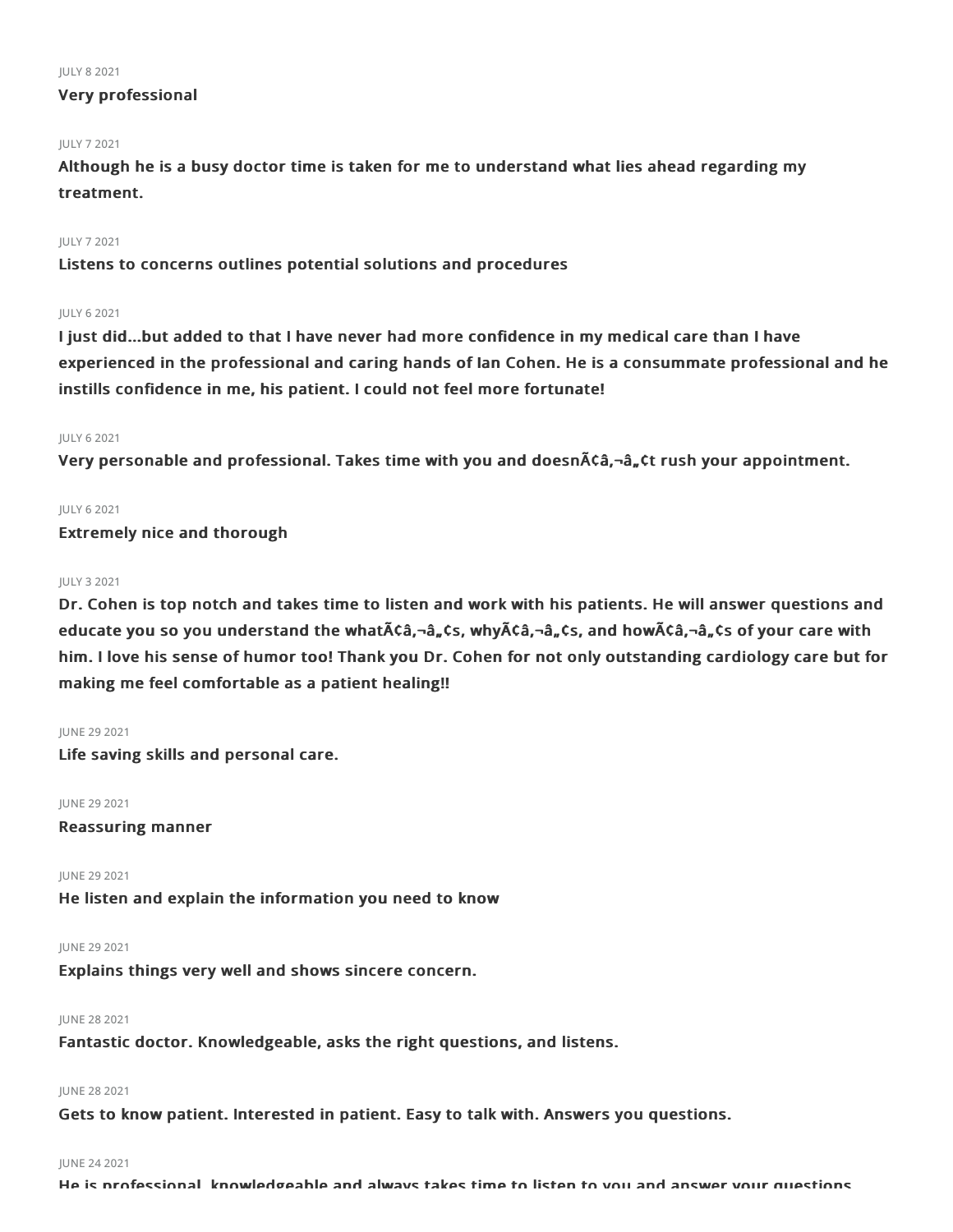JULY 8 2021

**Very professional**

JULY 7 2021

**Although he is a busy doctor time is taken for me to understand what lies ahead regarding my treatment.**

JULY 7 2021

**Listens to concerns outlines potential solutions and procedures**

JULY 6 2021

**I just did...but added to that I have never had more confidence in my medical care than I have experienced in the professional and caring hands of Ian Cohen. He is a consummate professional and he instills confidence in me, his patient. I could not feel more fortunate!**

JULY 6 2021

**Very personable and professional. Takes time with you and doesnÃ¢â,¬â„¢t rush your appointment.**

JULY 6 2021

**Extremely nice and thorough**

JULY 3 2021

**Dr. Cohen is top notch and takes time to listen and work with his patients. He will answer questions and educate you so you understand the whatÃ¢â,¬â„¢s, whyÃ¢â,¬â„¢s, and howÃ¢â,¬â„¢s of your care with him. I love his sense of humor too! Thank you Dr. Cohen for not only outstanding cardiology care but for making me feel comfortable as a patient healing!!**

JUNE 29 2021

**Life saving skills and personal care.**

JUNE 29 2021

**Reassuring manner**

JUNE 29 2021

**He listen and explain the information you need to know**

JUNE 29 2021

**Explains things very well and shows sincere concern.**

JUNE 28 2021

**Fantastic doctor. Knowledgeable, asks the right questions, and listens.**

JUNE 28 2021

**Gets to know patient. Interested in patient. Easy to talk with. Answers you questions.**

JUNE 24 2021

**He is professional, knowledgeable and always takes time to listen to you and answer your questions**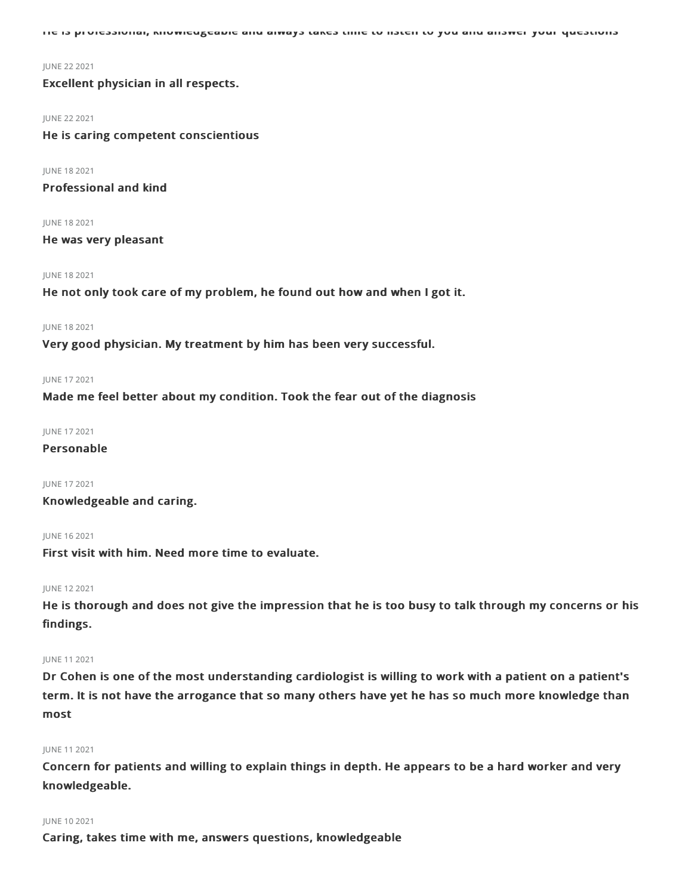He is professional, knowledgeable and always takes time to listen to you and answer your questions

JUNE 22 2021

**Excellent physician in all respects.**

JUNE 22 2021

**He is caring competent conscientious**

JUNE 18 2021

**Professional and kind**

JUNE 18 2021

**He was very pleasant**

JUNE 18 2021

**He not only took care of my problem, he found out how and when I got it.**

JUNE 18 2021

**Very good physician. My treatment by him has been very successful.**

JUNE 17 2021

**Made me feel better about my condition. Took the fear out of the diagnosis**

JUNE 17 2021

**Personable**

JUNE 17 2021

**Knowledgeable and caring.**

JUNE 16 2021

**First visit with him. Need more time to evaluate.**

JUNE 12 2021

**He is thorough and does not give the impression that he is too busy to talk through my concerns or his findings.**

JUNE 11 2021

**Dr Cohen is one of the most understanding cardiologist is willing to work with a patient on a patient's term. It is not have the arrogance that so many others have yet he has so much more knowledge than most**

JUNE 11 2021

**Concern for patients and willing to explain things in depth. He appears to be a hard worker and very knowledgeable.**

JUNE 10 2021

**Caring, takes time with me, answers questions, knowledgeable**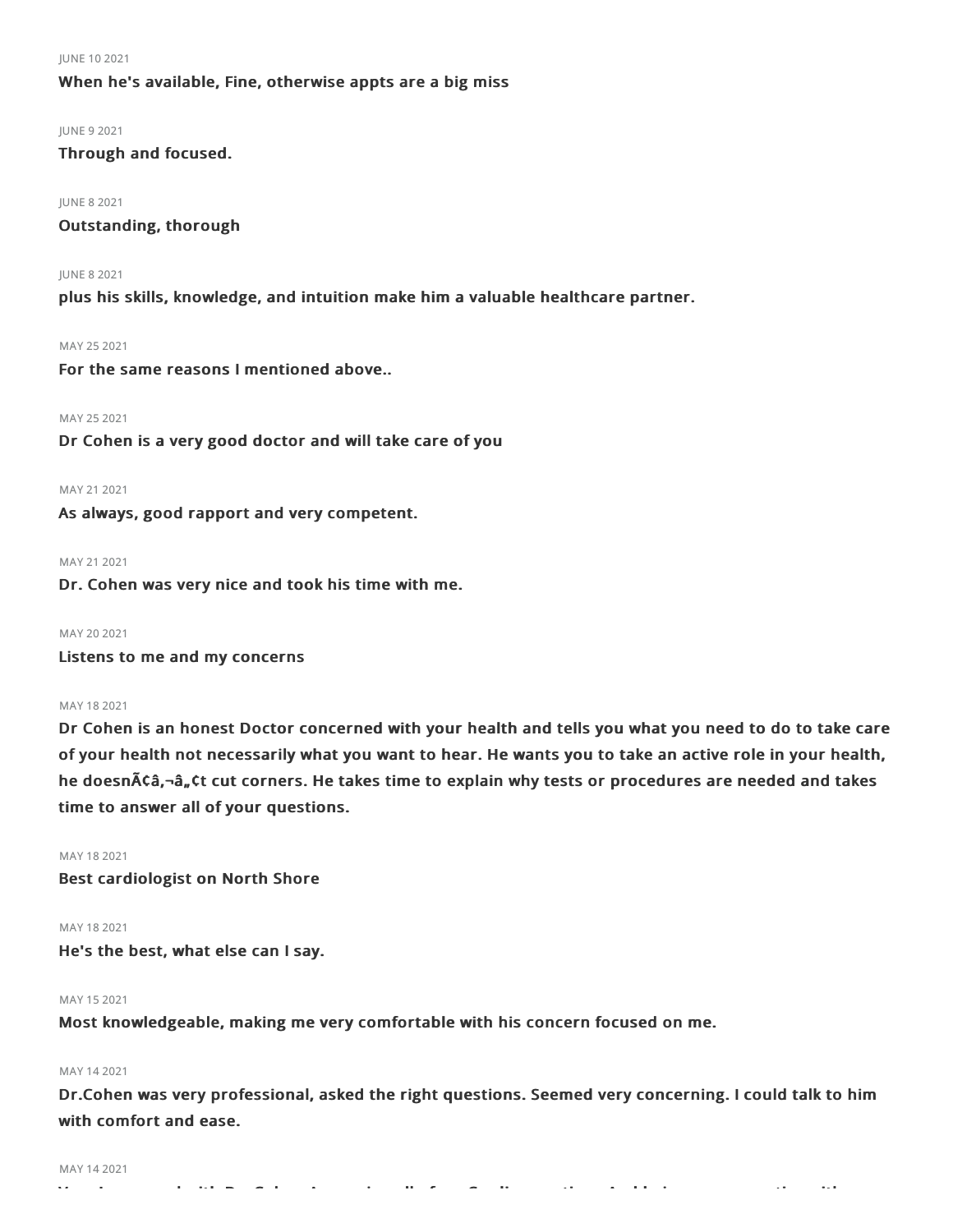JUNE 10 2021

**When he's available, Fine, otherwise appts are a big miss**

JUNE 9 2021

**Through and focused.**

JUNE 8 2021

**Outstanding, thorough**

JUNE 8 2021

**plus his skills, knowledge, and intuition make him a valuable healthcare partner.**

MAY 25 2021

**For the same reasons I mentioned above..**

MAY 25 2021

**Dr Cohen is a very good doctor and will take care of you**

MAY 21 2021

**As always, good rapport and very competent.**

MAY 21 2021

**Dr. Cohen was very nice and took his time with me.**

MAY 20 2021

**Listens to me and my concerns**

MAY 18 2021

**Dr Cohen is an honest Doctor concerned with your health and tells you what you need to do to take care of your health not necessarily what you want to hear. He wants you to take an active role in your health, he doesnÃ¢â‚¬â„¢t cut corners. He takes time to explain why tests or procedures are needed and takes time to answer all of your questions.**

MAY 18 2021

**Best cardiologist on North Shore**

MAY 18 2021

**He's the best, what else can I say.**

MAY 15 2021

**Most knowledgeable, making me very comfortable with his concern focused on me.**

MAY 14 2021

**Dr.Cohen was very professional, asked the right questions. Seemed very concerning. I could talk to him with comfort and ease.**

MAY 14 2021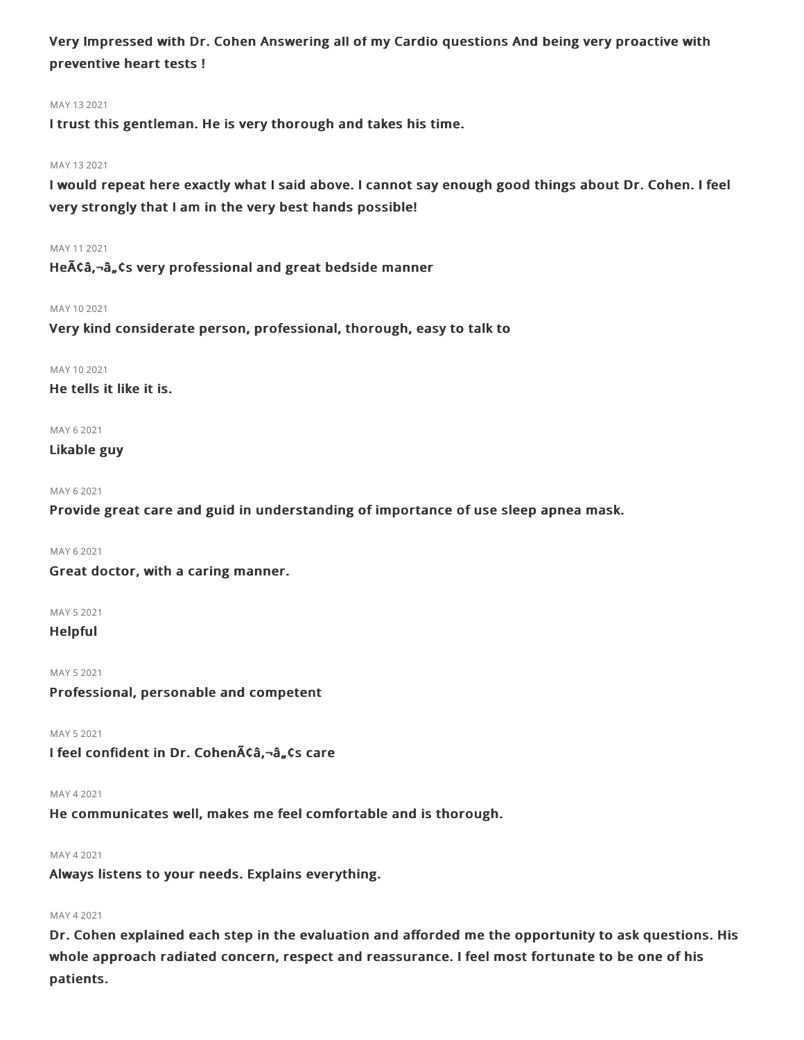**Very Impressed with Dr. Cohen Answering all of my Cardio questions And being very proactive with preventive heart tests !**

MAY 13 2021

**I trust this gentleman. He is very thorough and takes his time.**

MAY 13 2021

**I would repeat here exactly what I said above. I cannot say enough good things about Dr. Cohen. I feel very strongly that I am in the very best hands possible!**

MAY 11 2021

**HeÃ¢â‚¬â„¢s very professional and great bedside manner**

MAY 10 2021

**Very kind considerate person, professional, thorough, easy to talk to**

MAY 10 2021

**He tells it like it is.**

MAY 6 2021

**Likable guy**

MAY 6 2021

**Provide great care and guid in understanding of importance of use sleep apnea mask.**

MAY 6 2021

**Great doctor, with a caring manner.**

MAY 5 2021

**Helpful**

MAY 5 2021

**Professional, personable and competent**

MAY 5 2021

**I feel confident in Dr. CohenÃ¢â‚¬â„¢s care**

MAY 4 2021

**He communicates well, makes me feel comfortable and is thorough.**

MAY 4 2021

**Always listens to your needs. Explains everything.**

MAY 4 2021

**Dr. Cohen explained each step in the evaluation and afforded me the opportunity to ask questions. His whole approach radiated concern, respect and reassurance. I feel most fortunate to be one of his patients.**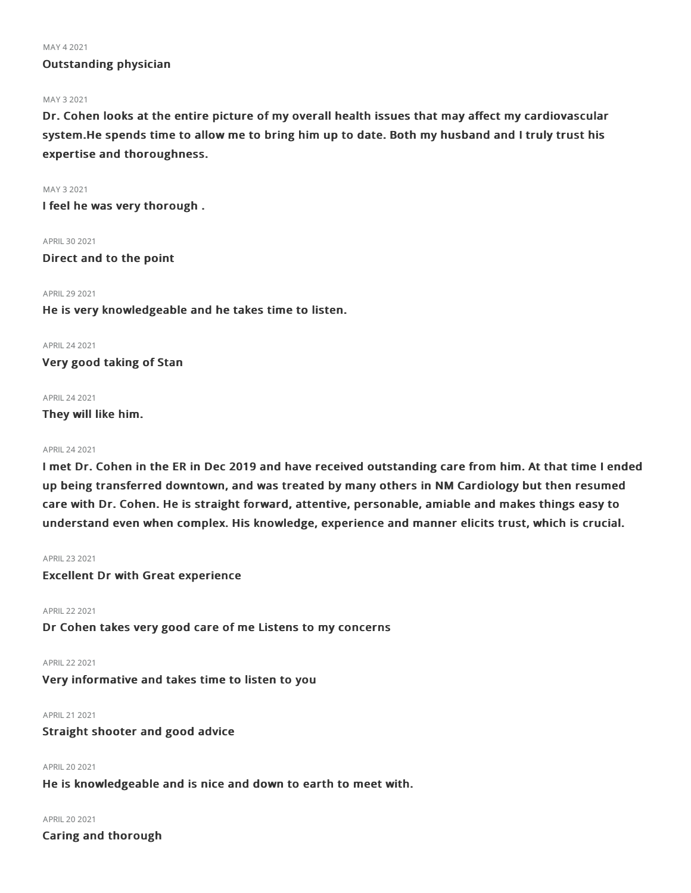MAY 4 2021

**Outstanding physician**

MAY 3 2021

**Dr. Cohen looks at the entire picture of my overall health issues that may affect my cardiovascular system.He spends time to allow me to bring him up to date. Both my husband and I truly trust his expertise and thoroughness.**

MAY 3 2021

**I feel he was very thorough .**

APRIL 30 2021

**Direct and to the point**

APRIL 29 2021

**He is very knowledgeable and he takes time to listen.**

APRIL 24 2021

**Very good taking of Stan**

APRIL 24 2021

**They will like him.**

APRIL 24 2021

**I met Dr. Cohen in the ER in Dec 2019 and have received outstanding care from him. At that time I ended up being transferred downtown, and was treated by many others in NM Cardiology but then resumed care with Dr. Cohen. He is straight forward, attentive, personable, amiable and makes things easy to understand even when complex. His knowledge, experience and manner elicits trust, which is crucial.**

APRIL 23 2021

**Excellent Dr with Great experience**

APRIL 22 2021

**Dr Cohen takes very good care of me Listens to my concerns**

APRIL 22 2021

**Very informative and takes time to listen to you**

APRIL 21 2021

**Straight shooter and good advice**

APRIL 20 2021

**He is knowledgeable and is nice and down to earth to meet with.**

APRIL 20 2021

**Caring and thorough**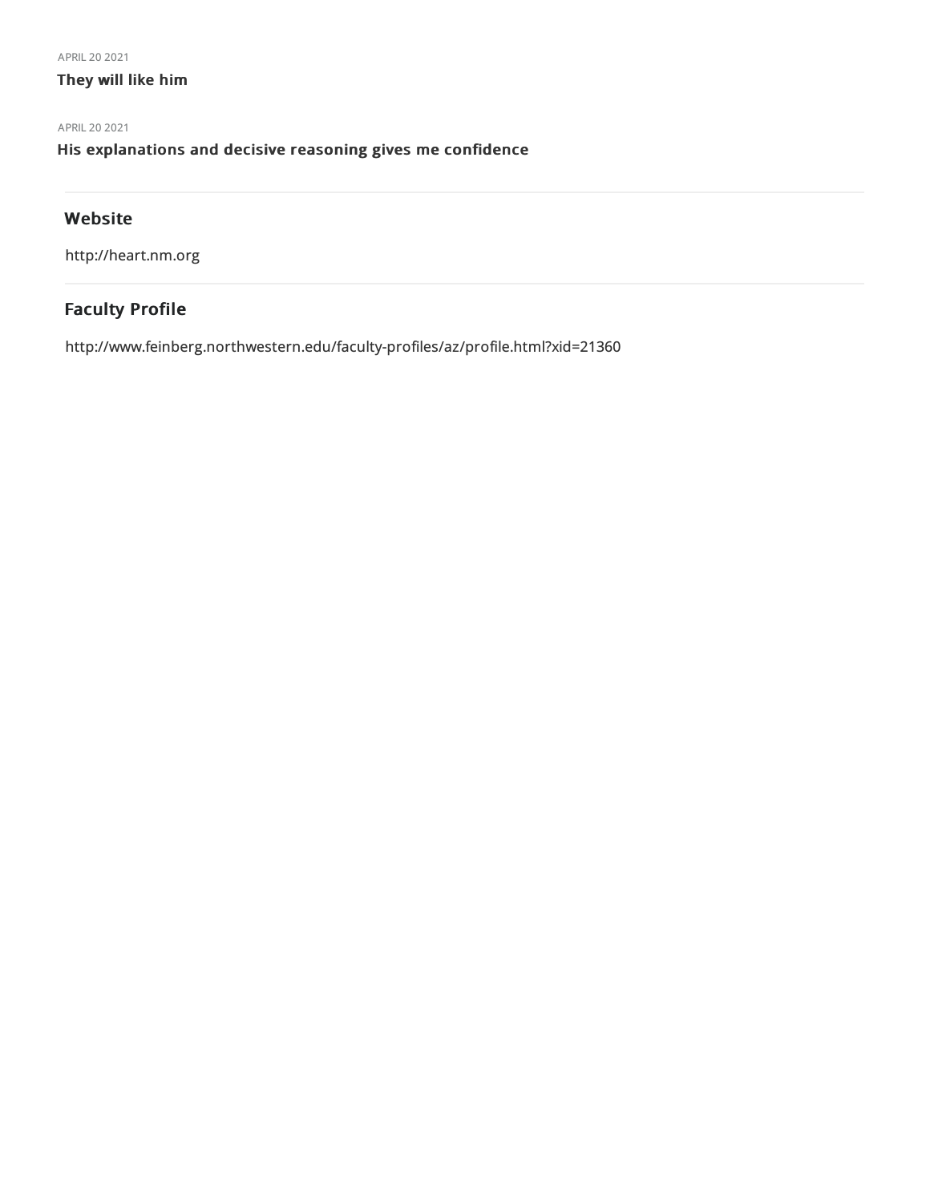APRIL 20 2021

**They will like him**

APRIL 20 2021

**His explanations and decisive reasoning gives me confidence**

## Website

http://heart.nm.org

## Faculty Profile

http://www.feinberg.northwestern.edu/faculty-profiles/az/profile.html?xid=21360